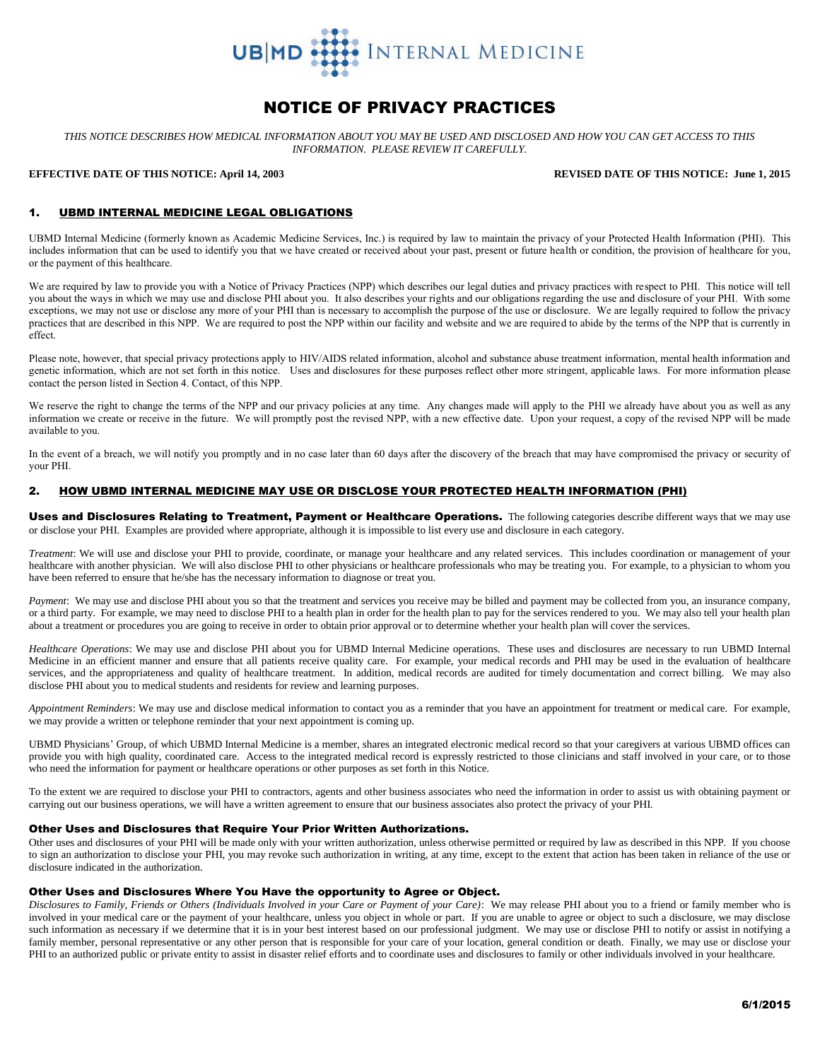UB|MD INTERNAL MEDICINE

# NOTICE OF PRIVACY PRACTICES

*THIS NOTICE DESCRIBES HOW MEDICAL INFORMATION ABOUT YOU MAY BE USED AND DISCLOSED AND HOW YOU CAN GET ACCESS TO THIS INFORMATION. PLEASE REVIEW IT CAREFULLY.*

**EFFECTIVE DATE OF THIS NOTICE: April 14, 2003** **REVISED DATE OF THIS NOTICE: June 1, 2015**

## 1. UBMD INTERNAL MEDICINE LEGAL OBLIGATIONS

UBMD Internal Medicine (formerly known as Academic Medicine Services, Inc.) is required by law to maintain the privacy of your Protected Health Information (PHI). This includes information that can be used to identify you that we have created or received about your past, present or future health or condition, the provision of healthcare for you, or the payment of this healthcare.

We are required by law to provide you with a Notice of Privacy Practices (NPP) which describes our legal duties and privacy practices with respect to PHI. This notice will tell you about the ways in which we may use and disclose PHI about you. It also describes your rights and our obligations regarding the use and disclosure of your PHI. With some exceptions, we may not use or disclose any more of your PHI than is necessary to accomplish the purpose of the use or disclosure. We are legally required to follow the privacy practices that are described in this NPP. We are required to post the NPP within our facility and website and we are required to abide by the terms of the NPP that is currently in effect.

Please note, however, that special privacy protections apply to HIV/AIDS related information, alcohol and substance abuse treatment information, mental health information and genetic information, which are not set forth in this notice. Uses and disclosures for these purposes reflect other more stringent, applicable laws. For more information please contact the person listed in Section 4. Contact, of this NPP.

We reserve the right to change the terms of the NPP and our privacy policies at any time. Any changes made will apply to the PHI we already have about you as well as any information we create or receive in the future. We will promptly post the revised NPP, with a new effective date. Upon your request, a copy of the revised NPP will be made available to you.

In the event of a breach, we will notify you promptly and in no case later than 60 days after the discovery of the breach that may have compromised the privacy or security of your PHI.

## 2. HOW UBMD INTERNAL MEDICINE MAY USE OR DISCLOSE YOUR PROTECTED HEALTH INFORMATION (PHI)

**Uses and Disclosures Relating to Treatment, Payment or Healthcare Operations.** The following categories describe different ways that we may use or disclose your PHI. Examples are provided where appropriate, although it is impossible to list every use and disclosure in each category.

*Treatment*: We will use and disclose your PHI to provide, coordinate, or manage your healthcare and any related services. This includes coordination or management of your healthcare with another physician. We will also disclose PHI to other physicians or healthcare professionals who may be treating you. For example, to a physician to whom you have been referred to ensure that he/she has the necessary information to diagnose or treat you.

*Payment*: We may use and disclose PHI about you so that the treatment and services you receive may be billed and payment may be collected from you, an insurance company, or a third party. For example, we may need to disclose PHI to a health plan in order for the health plan to pay for the services rendered to you. We may also tell your health plan about a treatment or procedures you are going to receive in order to obtain prior approval or to determine whether your health plan will cover the services.

*Healthcare Operations*: We may use and disclose PHI about you for UBMD Internal Medicine operations. These uses and disclosures are necessary to run UBMD Internal Medicine in an efficient manner and ensure that all patients receive quality care. For example, your medical records and PHI may be used in the evaluation of healthcare services, and the appropriateness and quality of healthcare treatment. In addition, medical records are audited for timely documentation and correct billing. We may also disclose PHI about you to medical students and residents for review and learning purposes.

*Appointment Reminders*: We may use and disclose medical information to contact you as a reminder that you have an appointment for treatment or medical care. For example, we may provide a written or telephone reminder that your next appointment is coming up.

UBMD Physicians' Group, of which UBMD Internal Medicine is a member, shares an integrated electronic medical record so that your caregivers at various UBMD offices can provide you with high quality, coordinated care. Access to the integrated medical record is expressly restricted to those clinicians and staff involved in your care, or to those who need the information for payment or healthcare operations or other purposes as set forth in this Notice.

To the extent we are required to disclose your PHI to contractors, agents and other business associates who need the information in order to assist us with obtaining payment or carrying out our business operations, we will have a written agreement to ensure that our business associates also protect the privacy of your PHI.

### Other Uses and Disclosures that Require Your Prior Written Authorizations.

Other uses and disclosures of your PHI will be made only with your written authorization, unless otherwise permitted or required by law as described in this NPP. If you choose to sign an authorization to disclose your PHI, you may revoke such authorization in writing, at any time, except to the extent that action has been taken in reliance of the use or disclosure indicated in the authorization.

### Other Uses and Disclosures Where You Have the opportunity to Agree or Object.

*Disclosures to Family, Friends or Others (Individuals Involved in your Care or Payment of your Care)*: We may release PHI about you to a friend or family member who is involved in your medical care or the payment of your healthcare, unless you object in whole or part. If you are unable to agree or object to such a disclosure, we may disclose such information as necessary if we determine that it is in your best interest based on our professional judgment. We may use or disclose PHI to notify or assist in notifying a family member, personal representative or any other person that is responsible for your care of your location, general condition or death. Finally, we may use or disclose your PHI to an authorized public or private entity to assist in disaster relief efforts and to coordinate uses and disclosures to family or other individuals involved in your healthcare.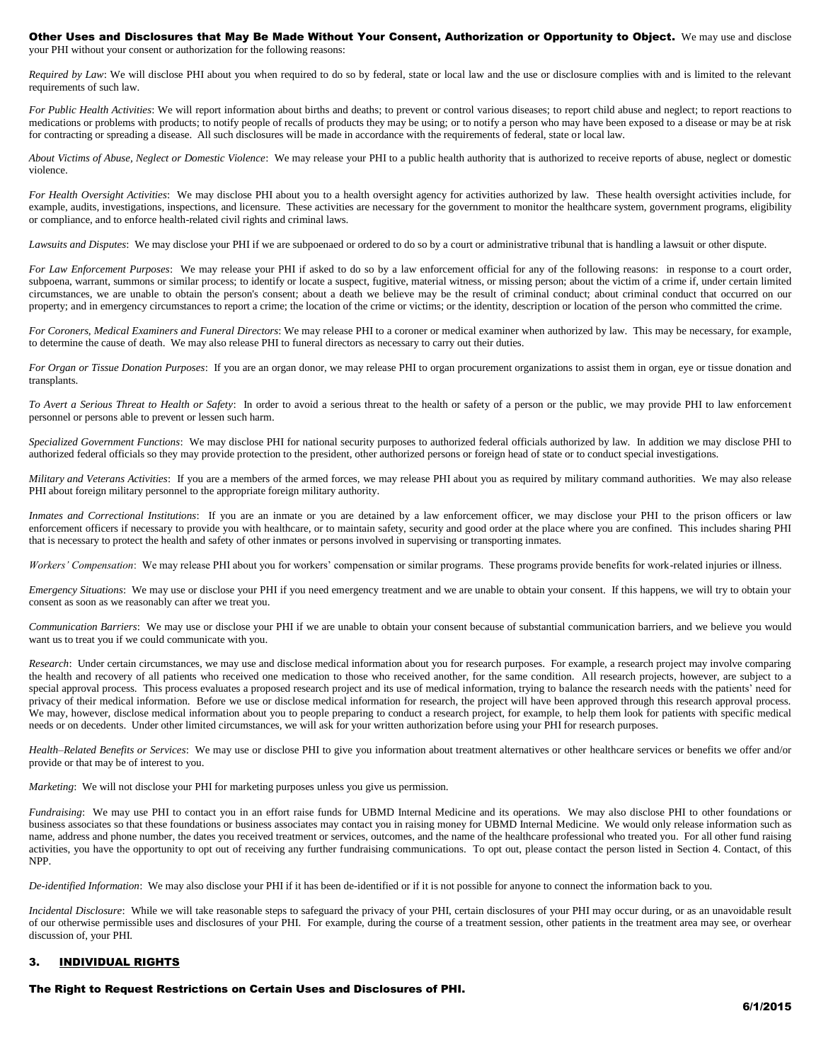**Other Uses and Disclosures that May Be Made Without Your Consent, Authorization or Opportunity to Object.** We may use and disclose your PHI without your consent or authorization for the following reasons:

*Required by Law*: We will disclose PHI about you when required to do so by federal, state or local law and the use or disclosure complies with and is limited to the relevant requirements of such law.

*For Public Health Activities*: We will report information about births and deaths; to prevent or control various diseases; to report child abuse and neglect; to report reactions to medications or problems with products; to notify people of recalls of products they may be using; or to notify a person who may have been exposed to a disease or may be at risk for contracting or spreading a disease. All such disclosures will be made in accordance with the requirements of federal, state or local law.

*About Victims of Abuse, Neglect or Domestic Violence*: We may release your PHI to a public health authority that is authorized to receive reports of abuse, neglect or domestic violence.

*For Health Oversight Activities*: We may disclose PHI about you to a health oversight agency for activities authorized by law. These health oversight activities include, for example, audits, investigations, inspections, and licensure. These activities are necessary for the government to monitor the healthcare system, government programs, eligibility or compliance, and to enforce health-related civil rights and criminal laws.

*Lawsuits and Disputes*: We may disclose your PHI if we are subpoenaed or ordered to do so by a court or administrative tribunal that is handling a lawsuit or other dispute.

*For Law Enforcement Purposes*: We may release your PHI if asked to do so by a law enforcement official for any of the following reasons: in response to a court order, subpoena, warrant, summons or similar process; to identify or locate a suspect, fugitive, material witness, or missing person; about the victim of a crime if, under certain limited circumstances, we are unable to obtain the person's consent; about a death we believe may be the result of criminal conduct; about criminal conduct that occurred on our property; and in emergency circumstances to report a crime; the location of the crime or victims; or the identity, description or location of the person who committed the crime.

*For Coroners, Medical Examiners and Funeral Directors*: We may release PHI to a coroner or medical examiner when authorized by law. This may be necessary, for example, to determine the cause of death. We may also release PHI to funeral directors as necessary to carry out their duties.

*For Organ or Tissue Donation Purposes*: If you are an organ donor, we may release PHI to organ procurement organizations to assist them in organ, eye or tissue donation and transplants.

*To Avert a Serious Threat to Health or Safety*: In order to avoid a serious threat to the health or safety of a person or the public, we may provide PHI to law enforcement personnel or persons able to prevent or lessen such harm.

*Specialized Government Functions*: We may disclose PHI for national security purposes to authorized federal officials authorized by law. In addition we may disclose PHI to authorized federal officials so they may provide protection to the president, other authorized persons or foreign head of state or to conduct special investigations.

*Military and Veterans Activities*: If you are a members of the armed forces, we may release PHI about you as required by military command authorities. We may also release PHI about foreign military personnel to the appropriate foreign military authority.

*Inmates and Correctional Institutions*: If you are an inmate or you are detained by a law enforcement officer, we may disclose your PHI to the prison officers or law enforcement officers if necessary to provide you with healthcare, or to maintain safety, security and good order at the place where you are confined. This includes sharing PHI that is necessary to protect the health and safety of other inmates or persons involved in supervising or transporting inmates.

*Workers' Compensation*: We may release PHI about you for workers' compensation or similar programs. These programs provide benefits for work-related injuries or illness.

*Emergency Situations*: We may use or disclose your PHI if you need emergency treatment and we are unable to obtain your consent. If this happens, we will try to obtain your consent as soon as we reasonably can after we treat you.

*Communication Barriers*: We may use or disclose your PHI if we are unable to obtain your consent because of substantial communication barriers, and we believe you would want us to treat you if we could communicate with you.

*Research*: Under certain circumstances, we may use and disclose medical information about you for research purposes. For example, a research project may involve comparing the health and recovery of all patients who received one medication to those who received another, for the same condition. All research projects, however, are subject to a special approval process. This process evaluates a proposed research project and its use of medical information, trying to balance the research needs with the patients' need for privacy of their medical information. Before we use or disclose medical information for research, the project will have been approved through this research approval process. We may, however, disclose medical information about you to people preparing to conduct a research project, for example, to help them look for patients with specific medical needs or on decedents. Under other limited circumstances, we will ask for your written authorization before using your PHI for research purposes.

*Health–Related Benefits or Services*: We may use or disclose PHI to give you information about treatment alternatives or other healthcare services or benefits we offer and/or provide or that may be of interest to you.

*Marketing*: We will not disclose your PHI for marketing purposes unless you give us permission.

*Fundraising*: We may use PHI to contact you in an effort raise funds for UBMD Internal Medicine and its operations. We may also disclose PHI to other foundations or business associates so that these foundations or business associates may contact you in raising money for UBMD Internal Medicine. We would only release information such as name, address and phone number, the dates you received treatment or services, outcomes, and the name of the healthcare professional who treated you. For all other fund raising activities, you have the opportunity to opt out of receiving any further fundraising communications. To opt out, please contact the person listed in Section 4. Contact, of this NPP.

*De-identified Information*: We may also disclose your PHI if it has been de-identified or if it is not possible for anyone to connect the information back to you.

*Incidental Disclosure*: While we will take reasonable steps to safeguard the privacy of your PHI, certain disclosures of your PHI may occur during, or as an unavoidable result of our otherwise permissible uses and disclosures of your PHI. For example, during the course of a treatment session, other patients in the treatment area may see, or overhear discussion of, your PHI.

## 3. INDIVIDUAL RIGHTS

**The Right to Request Restrictions on Certain Uses and Disclosures of PHI.**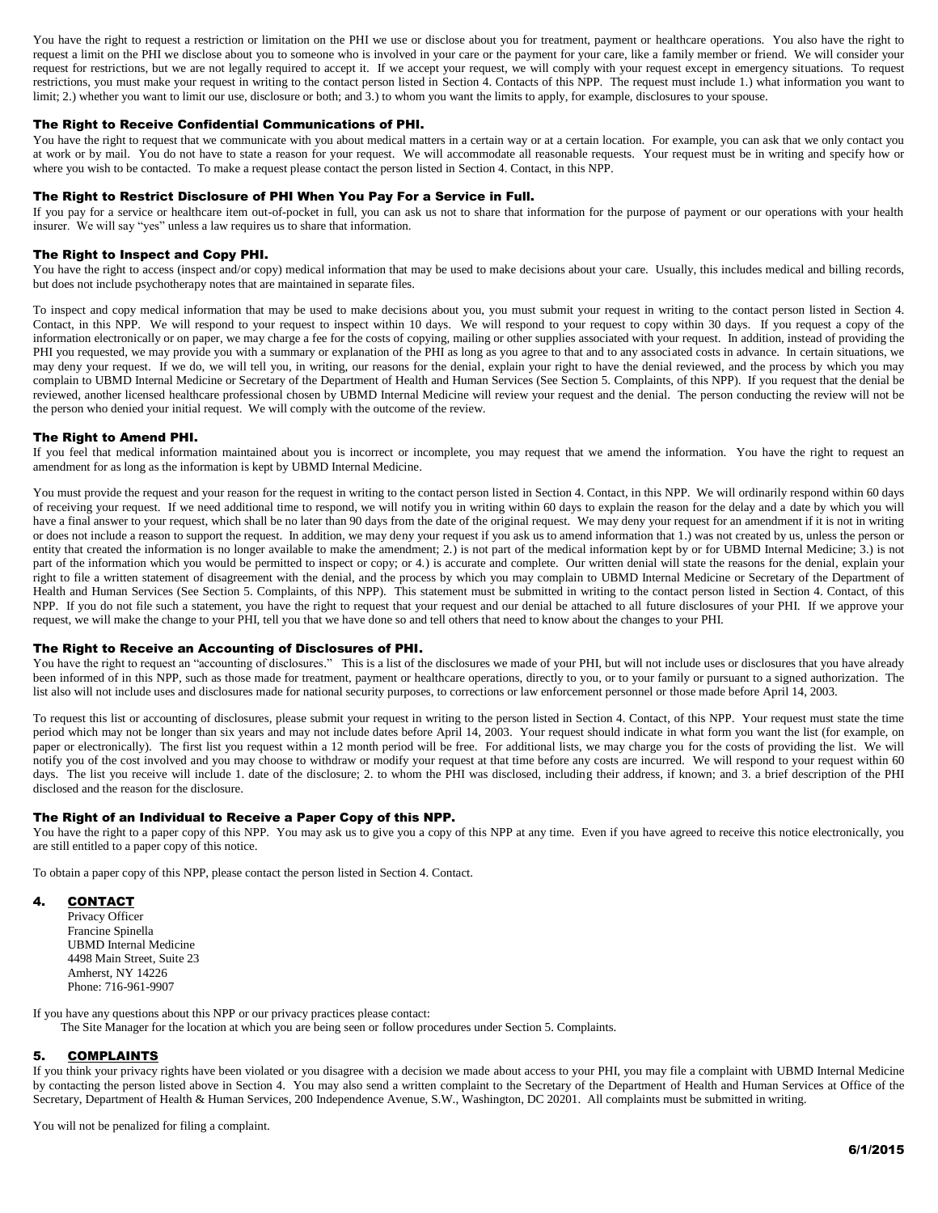You have the right to request a restriction or limitation on the PHI we use or disclose about you for treatment, payment or healthcare operations. You also have the right to request a limit on the PHI we disclose about you to someone who is involved in your care or the payment for your care, like a family member or friend. We will consider your request for restrictions, but we are not legally required to accept it. If we accept your request, we will comply with your request except in emergency situations. To request restrictions, you must make your request in writing to the contact person listed in Section 4. Contacts of this NPP. The request must include 1.) what information you want to limit; 2.) whether you want to limit our use, disclosure or both; and 3.) to whom you want the limits to apply, for example, disclosures to your spouse.

### The Right to Receive Confidential Communications of PHI.

You have the right to request that we communicate with you about medical matters in a certain way or at a certain location. For example, you can ask that we only contact you at work or by mail. You do not have to state a reason for your request. We will accommodate all reasonable requests. Your request must be in writing and specify how or where you wish to be contacted. To make a request please contact the person listed in Section 4. Contact, in this NPP.

### The Right to Restrict Disclosure of PHI When You Pay For a Service in Full.

If you pay for a service or healthcare item out-of-pocket in full, you can ask us not to share that information for the purpose of payment or our operations with your health insurer. We will say "yes" unless a law requires us to share that information.

### The Right to Inspect and Copy PHI.

You have the right to access (inspect and/or copy) medical information that may be used to make decisions about your care. Usually, this includes medical and billing records, but does not include psychotherapy notes that are maintained in separate files.

To inspect and copy medical information that may be used to make decisions about you, you must submit your request in writing to the contact person listed in Section 4. Contact, in this NPP. We will respond to your request to inspect within 10 days. We will respond to your request to copy within 30 days. If you request a copy of the information electronically or on paper, we may charge a fee for the costs of copying, mailing or other supplies associated with your request. In addition, instead of providing the PHI you requested, we may provide you with a summary or explanation of the PHI as long as you agree to that and to any associated costs in advance. In certain situations, we may deny your request. If we do, we will tell you, in writing, our reasons for the denial, explain your right to have the denial reviewed, and the process by which you may complain to UBMD Internal Medicine or Secretary of the Department of Health and Human Services (See Section 5. Complaints, of this NPP). If you request that the denial be reviewed, another licensed healthcare professional chosen by UBMD Internal Medicine will review your request and the denial. The person conducting the review will not be the person who denied your initial request. We will comply with the outcome of the review.

### The Right to Amend PHI.

If you feel that medical information maintained about you is incorrect or incomplete, you may request that we amend the information. You have the right to request an amendment for as long as the information is kept by UBMD Internal Medicine.

You must provide the request and your reason for the request in writing to the contact person listed in Section 4. Contact, in this NPP. We will ordinarily respond within 60 days of receiving your request. If we need additional time to respond, we will notify you in writing within 60 days to explain the reason for the delay and a date by which you will have a final answer to your request, which shall be no later than 90 days from the date of the original request. We may deny your request for an amendment if it is not in writing or does not include a reason to support the request. In addition, we may deny your request if you ask us to amend information that 1.) was not created by us, unless the person or entity that created the information is no longer available to make the amendment; 2.) is not part of the medical information kept by or for UBMD Internal Medicine; 3.) is not part of the information which you would be permitted to inspect or copy; or 4.) is accurate and complete. Our written denial will state the reasons for the denial, explain your right to file a written statement of disagreement with the denial, and the process by which you may complain to UBMD Internal Medicine or Secretary of the Department of Health and Human Services (See Section 5. Complaints, of this NPP). This statement must be submitted in writing to the contact person listed in Section 4. Contact, of this NPP. If you do not file such a statement, you have the right to request that your request and our denial be attached to all future disclosures of your PHI. If we approve your request, we will make the change to your PHI, tell you that we have done so and tell others that need to know about the changes to your PHI.

### The Right to Receive an Accounting of Disclosures of PHI.

You have the right to request an "accounting of disclosures." This is a list of the disclosures we made of your PHI, but will not include uses or disclosures that you have already been informed of in this NPP, such as those made for treatment, payment or healthcare operations, directly to you, or to your family or pursuant to a signed authorization. The list also will not include uses and disclosures made for national security purposes, to corrections or law enforcement personnel or those made before April 14, 2003.

To request this list or accounting of disclosures, please submit your request in writing to the person listed in Section 4. Contact, of this NPP. Your request must state the time period which may not be longer than six years and may not include dates before April 14, 2003. Your request should indicate in what form you want the list (for example, on paper or electronically). The first list you request within a 12 month period will be free. For additional lists, we may charge you for the costs of providing the list. We will notify you of the cost involved and you may choose to withdraw or modify your request at that time before any costs are incurred. We will respond to your request within 60 days. The list you receive will include 1. date of the disclosure; 2. to whom the PHI was disclosed, including their address, if known; and 3. a brief description of the PHI disclosed and the reason for the disclosure.

### The Right of an Individual to Receive a Paper Copy of this NPP.

You have the right to a paper copy of this NPP. You may ask us to give you a copy of this NPP at any time. Even if you have agreed to receive this notice electronically, you are still entitled to a paper copy of this notice.

To obtain a paper copy of this NPP, please contact the person listed in Section 4. Contact.

## 4. CONTACT

Privacy Officer
Francine Spinella
UBMD Internal Medicine
4498 Main Street, Suite 23
Amherst, NY 14226
Phone: 716-961-9907

If you have any questions about this NPP or our privacy practices please contact:
The Site Manager for the location at which you are being seen or follow procedures under Section 5. Complaints.

## 5. COMPLAINTS

If you think your privacy rights have been violated or you disagree with a decision we made about access to your PHI, you may file a complaint with UBMD Internal Medicine by contacting the person listed above in Section 4. You may also send a written complaint to the Secretary of the Department of Health and Human Services at Office of the Secretary, Department of Health & Human Services, 200 Independence Avenue, S.W., Washington, DC 20201. All complaints must be submitted in writing.

You will not be penalized for filing a complaint.

**6/1/2015**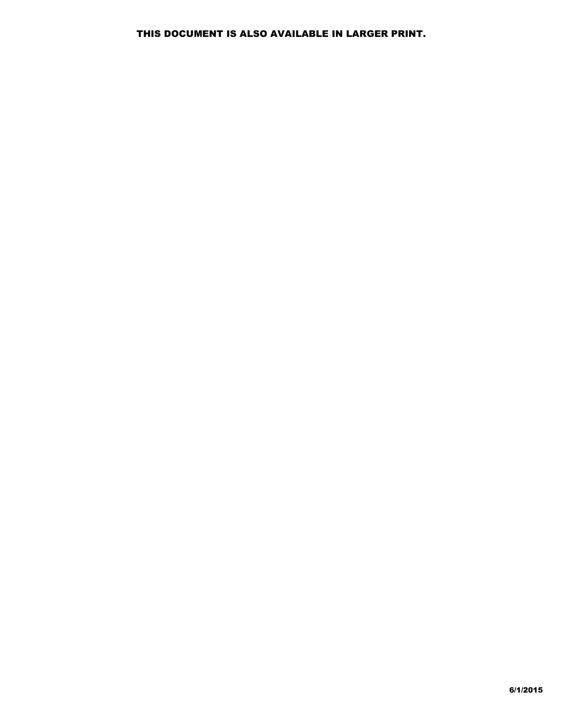**THIS DOCUMENT IS ALSO AVAILABLE IN LARGER PRINT.**

**6/1/2015**